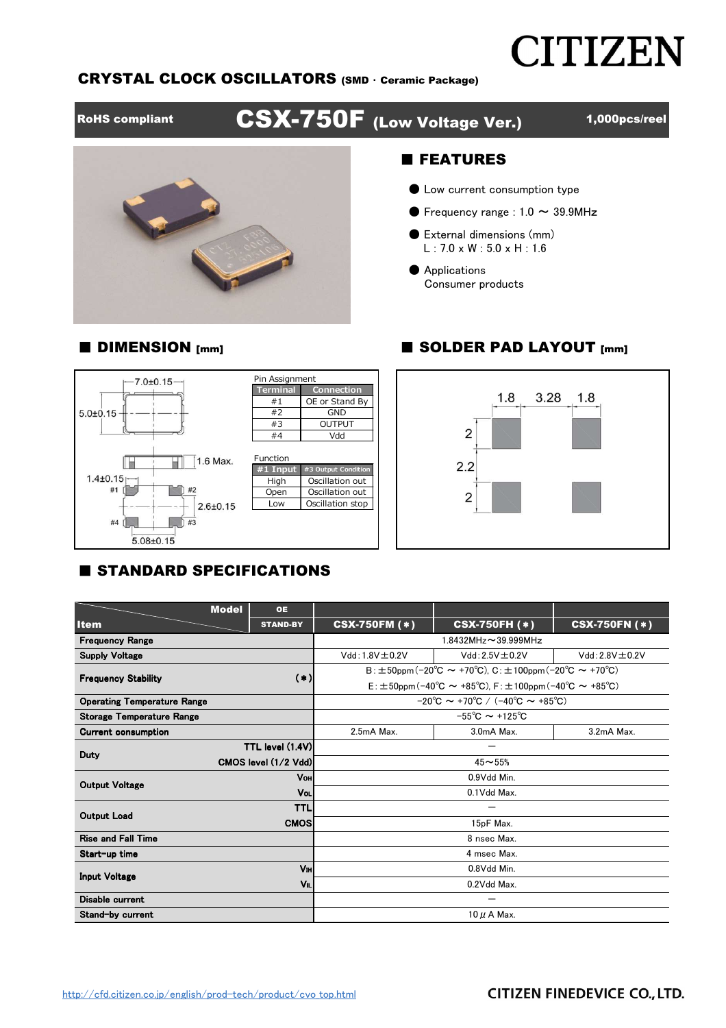CITIZEN

## CRYSTAL CLOCK OSCILLATORS (SMD · Ceramic Package)

RoHS compliant **CSX-750F (Low Voltage Ver.)** 1,000pcs/reel

## ■ FEATURES

- Low current consumption type
- Frequency range : 1.0 ～ 39.9MHz
- External dimensions (mm)
  L : 7.0 x W : 5.0 x H : 1.6
- Applications
  Consumer products

## ■ DIMENSION [mm]

7.0±0.15
5.0±0.15
1.6 Max.
1.4±0.15
2.6±0.15
5.08±0.15

Pin Assignment

| Terminal | Connection |
|---|---|
| #1 | OE or Stand By |
| #2 | GND |
| #3 | OUTPUT |
| #4 | Vdd |

Function

| #1 Input | #3 Output Condition |
|---|---|
| High | Oscillation out |
| Open | Oscillation out |
| Low | Oscillation stop |

## ■ SOLDER PAD LAYOUT [mm]

1.8 3.28 1.8
2
2.2
2

## ■ STANDARD SPECIFICATIONS

| Item / Model | | OE / STAND-BY | CSX-750FM (*) | CSX-750FH (*) | CSX-750FN (*) |
|---|---|---|---|---|---|
| Frequency Range | | | 1.8432MHz～39.999MHz | | |
| Supply Voltage | | | Vdd : 1.8V±0.2V | Vdd : 2.5V±0.2V | Vdd : 2.8V±0.2V |
| Frequency Stability | (*) | | B : ±50ppm(−20℃ ～ +70℃), C : ±100ppm(−20℃ ～ +70℃) E : ±50ppm(−40℃ ～ +85℃), F : ±100ppm(−40℃ ～ +85℃) | | |
| Operating Temperature Range | | | −20℃ ～ +70℃ / (−40℃ ～ +85℃) | | |
| Storage Temperature Range | | | −55℃ ～ +125℃ | | |
| Current consumption | | | 2.5mA Max. | 3.0mA Max. | 3.2mA Max. |
| Duty | TTL level (1.4V) | | — | | |
| | CMOS level (1/2 Vdd) | | 45～55% | | |
| Output Voltage | $V_{OH}$ | | 0.9Vdd Min. | | |
| | $V_{OL}$ | | 0.1Vdd Max. | | |
| Output Load | TTL | | — | | |
| | CMOS | | 15pF Max. | | |
| Rise and Fall Time | | | 8 nsec Max. | | |
| Start-up time | | | 4 msec Max. | | |
| Input Voltage | $V_{IH}$ | | 0.8Vdd Min. | | |
| | $V_{IL}$ | | 0.2Vdd Max. | | |
| Disable current | | | — | | |
| Stand-by current | | | 10 μA Max. | | |

http://cfd.citizen.co.jp/english/prod-tech/product/cvo_top.html

CITIZEN FINEDEVICE CO., LTD.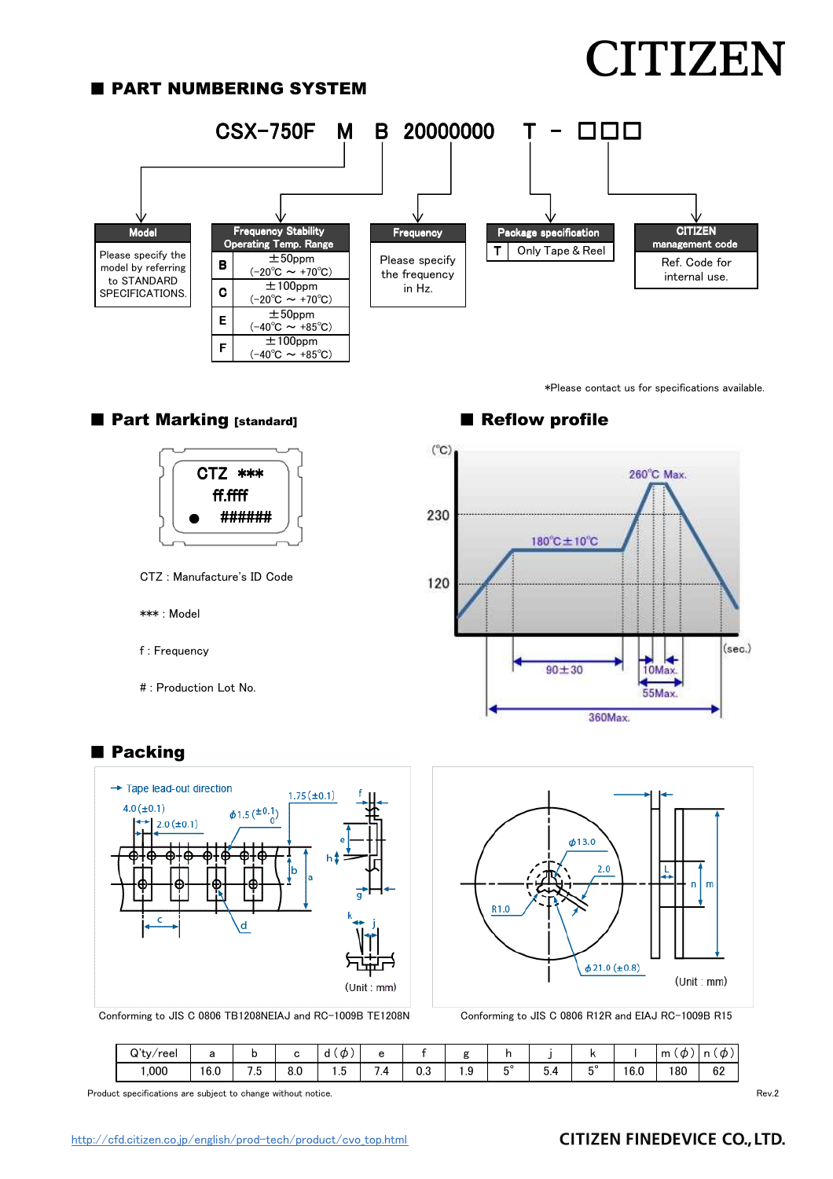CITIZEN

## ■ PART NUMBERING SYSTEM

CSX-750F M B 20000000 T - □□□

**Model**

Please specify the model by referring to STANDARD SPECIFICATIONS.

**Frequency Stability Operating Temp. Range**

| | |
|---|---|
| B | ±50ppm (-20℃ ～ +70℃) |
| C | ±100ppm (-20℃ ～ +70℃) |
| E | ±50ppm (-40℃ ～ +85℃) |
| F | ±100ppm (-40℃ ～ +85℃) |

**Frequency**

Please specify the frequency in Hz.

**Package specification**

| | |
|---|---|
| T | Only Tape & Reel |

**CITIZEN management code**

Ref. Code for internal use.

*Please contact us for specifications available.

## ■ Part Marking [standard]

CTZ ***
ff.ffff
● ######

CTZ : Manufacture's ID Code

*** : Model

f : Frequency

# : Production Lot No.

## ■ Reflow profile

(℃)
260℃ Max.
230
180℃±10℃
120
(sec.)
90±30
10Max.
55Max.
360Max.

## ■ Packing

Tape lead-out direction
4.0(±0.1)
2.0(±0.1)
1.75(±0.1)
ϕ1.5 (+0.1 / 0)
a b c d e f g h j k
(Unit : mm)

Conforming to JIS C 0806 TB1208NEIAJ and RC-1009B TE1208N

ϕ13.0
2.0
R1.0
ϕ21.0 (±0.8)
L n m
(Unit : mm)

Conforming to JIS C 0806 R12R and EIAJ RC-1009B R15

| Q'ty/reel | a | b | c | d (ϕ) | e | f | g | h | j | k | l | m (ϕ) | n (ϕ) |
|---|---|---|---|---|---|---|---|---|---|---|---|---|---|
| 1,000 | 16.0 | 7.5 | 8.0 | 1.5 | 7.4 | 0.3 | 1.9 | 5° | 5.4 | 5° | 16.0 | 180 | 62 |

Product specifications are subject to change without notice.

Rev.2

http://cfd.citizen.co.jp/english/prod-tech/product/cvo_top.html

CITIZEN FINEDEVICE CO., LTD.